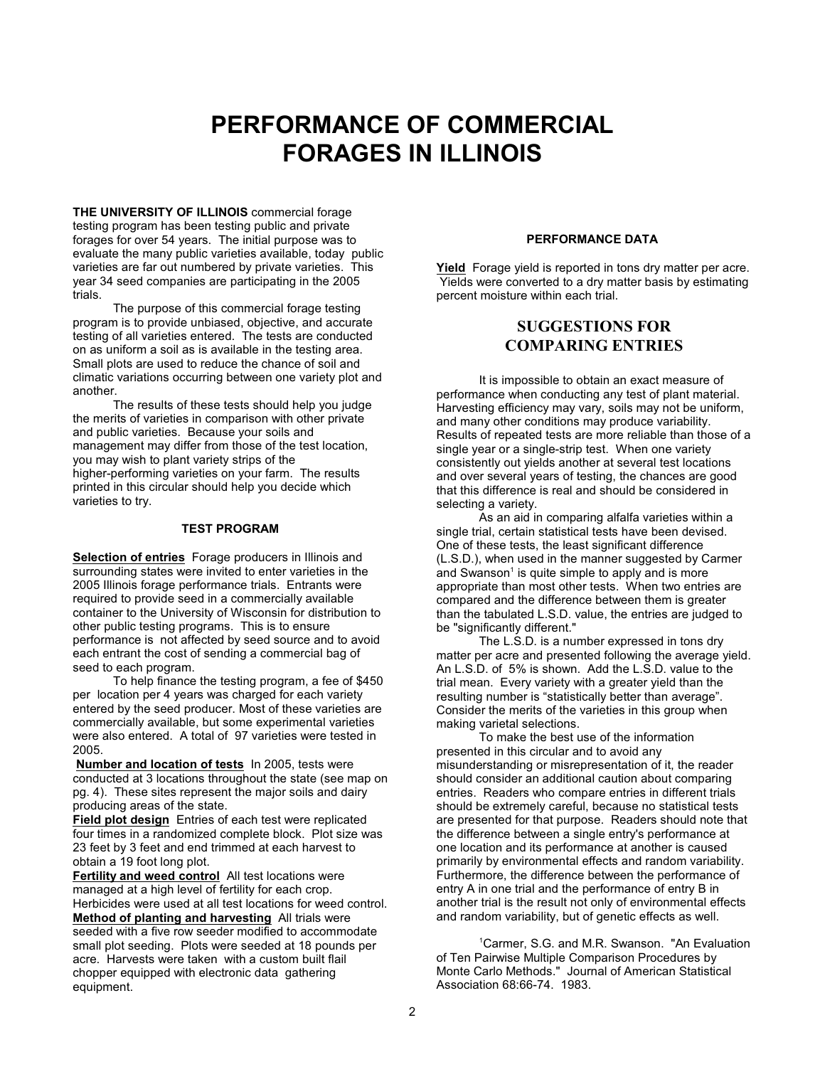# PERFORMANCE OF COMMERCIAL FORAGES IN ILLINOIS

**THE UNIVERSITY OF ILLINOIS** commercial forage testing program has been testing public and private forages for over 54 years. The initial purpose was to evaluate the many public varieties available, today public varieties are far out numbered by private varieties. This year 34 seed companies are participating in the 2005 trials.

The purpose of this commercial forage testing program is to provide unbiased, objective, and accurate testing of all varieties entered. The tests are conducted on as uniform a soil as is available in the testing area. Small plots are used to reduce the chance of soil and climatic variations occurring between one variety plot and another.

The results of these tests should help you judge the merits of varieties in comparison with other private and public varieties. Because your soils and management may differ from those of the test location, you may wish to plant variety strips of the higher-performing varieties on your farm. The results printed in this circular should help you decide which varieties to try.

#### TEST PROGRAM

**Selection of entries** Forage producers in Illinois and surrounding states were invited to enter varieties in the 2005 Illinois forage performance trials. Entrants were required to provide seed in a commercially available container to the University of Wisconsin for distribution to other public testing programs. This is to ensure performance is not affected by seed source and to avoid each entrant the cost of sending a commercial bag of seed to each program.

To help finance the testing program, a fee of $450 per location per 4 years was charged for each variety entered by the seed producer. Most of these varieties are commercially available, but some experimental varieties were also entered. A total of 97 varieties were tested in 2005.

**Number and location of tests** In 2005, tests were conducted at 3 locations throughout the state (see map on pg. 4). These sites represent the major soils and dairy producing areas of the state.

**Field plot design** Entries of each test were replicated four times in a randomized complete block. Plot size was 23 feet by 3 feet and end trimmed at each harvest to obtain a 19 foot long plot.

**Fertility and weed control** All test locations were managed at a high level of fertility for each crop. Herbicides were used at all test locations for weed control.

**Method of planting and harvesting** All trials were seeded with a five row seeder modified to accommodate small plot seeding. Plots were seeded at 18 pounds per acre. Harvests were taken with a custom built flail chopper equipped with electronic data gathering equipment.

#### PERFORMANCE DATA

**Yield** Forage yield is reported in tons dry matter per acre. Yields were converted to a dry matter basis by estimating percent moisture within each trial.

## SUGGESTIONS FOR COMPARING ENTRIES

It is impossible to obtain an exact measure of performance when conducting any test of plant material. Harvesting efficiency may vary, soils may not be uniform, and many other conditions may produce variability. Results of repeated tests are more reliable than those of a single year or a single-strip test. When one variety consistently out yields another at several test locations and over several years of testing, the chances are good that this difference is real and should be considered in selecting a variety.

As an aid in comparing alfalfa varieties within a single trial, certain statistical tests have been devised. One of these tests, the least significant difference (L.S.D.), when used in the manner suggested by Carmer and Swanson[1] is quite simple to apply and is more appropriate than most other tests. When two entries are compared and the difference between them is greater than the tabulated L.S.D. value, the entries are judged to be "significantly different."

The L.S.D. is a number expressed in tons dry matter per acre and presented following the average yield. An L.S.D. of 5% is shown. Add the L.S.D. value to the trial mean. Every variety with a greater yield than the resulting number is "statistically better than average". Consider the merits of the varieties in this group when making varietal selections.

To make the best use of the information presented in this circular and to avoid any misunderstanding or misrepresentation of it, the reader should consider an additional caution about comparing entries. Readers who compare entries in different trials should be extremely careful, because no statistical tests are presented for that purpose. Readers should note that the difference between a single entry's performance at one location and its performance at another is caused primarily by environmental effects and random variability. Furthermore, the difference between the performance of entry A in one trial and the performance of entry B in another trial is the result not only of environmental effects and random variability, but of genetic effects as well.

[1] Carmer, S.G. and M.R. Swanson. "An Evaluation of Ten Pairwise Multiple Comparison Procedures by Monte Carlo Methods." Journal of American Statistical Association 68:66-74. 1983.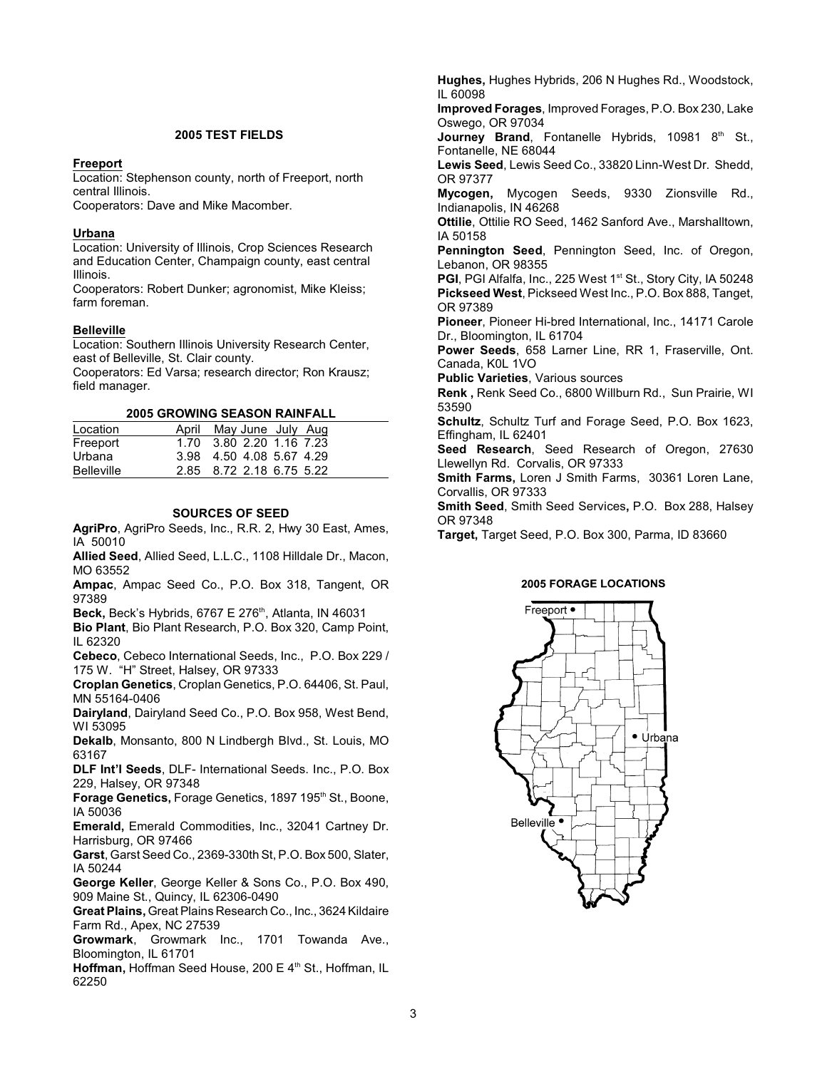## 2005 TEST FIELDS

**Freeport**

Location: Stephenson county, north of Freeport, north central Illinois.
Cooperators: Dave and Mike Macomber.

**Urbana**

Location: University of Illinois, Crop Sciences Research and Education Center, Champaign county, east central Illinois.
Cooperators: Robert Dunker; agronomist, Mike Kleiss; farm foreman.

**Belleville**

Location: Southern Illinois University Research Center, east of Belleville, St. Clair county.
Cooperators: Ed Varsa; research director; Ron Krausz; field manager.

**2005 GROWING SEASON RAINFALL**

| Location | April | May | June | July | Aug |
|---|---|---|---|---|---|
| Freeport | 1.70 | 3.80 | 2.20 | 1.16 | 7.23 |
| Urbana | 3.98 | 4.50 | 4.08 | 5.67 | 4.29 |
| Belleville | 2.85 | 8.72 | 2.18 | 6.75 | 5.22 |

## SOURCES OF SEED

**AgriPro**, AgriPro Seeds, Inc., R.R. 2, Hwy 30 East, Ames, IA 50010
**Allied Seed**, Allied Seed, L.L.C., 1108 Hilldale Dr., Macon, MO 63552
**Ampac**, Ampac Seed Co., P.O. Box 318, Tangent, OR 97389
**Beck,** Beck's Hybrids, 6767 E 276th, Atlanta, IN 46031
**Bio Plant**, Bio Plant Research, P.O. Box 320, Camp Point, IL 62320
**Cebeco**, Cebeco International Seeds, Inc., P.O. Box 229 / 175 W. "H" Street, Halsey, OR 97333
**Croplan Genetics**, Croplan Genetics, P.O. 64406, St. Paul, MN 55164-0406
**Dairyland**, Dairyland Seed Co., P.O. Box 958, West Bend, WI 53095
**Dekalb**, Monsanto, 800 N Lindbergh Blvd., St. Louis, MO 63167
**DLF Int'l Seeds**, DLF- International Seeds. Inc., P.O. Box 229, Halsey, OR 97348
**Forage Genetics,** Forage Genetics, 1897 195th St., Boone, IA 50036
**Emerald,** Emerald Commodities, Inc., 32041 Cartney Dr. Harrisburg, OR 97466
**Garst**, Garst Seed Co., 2369-330th St, P.O. Box 500, Slater, IA 50244
**George Keller**, George Keller & Sons Co., P.O. Box 490, 909 Maine St., Quincy, IL 62306-0490
**Great Plains,** Great Plains Research Co., Inc., 3624 Kildaire Farm Rd., Apex, NC 27539
**Growmark**, Growmark Inc., 1701 Towanda Ave., Bloomington, IL 61701
**Hoffman,** Hoffman Seed House, 200 E 4th St., Hoffman, IL 62250
**Hughes,** Hughes Hybrids, 206 N Hughes Rd., Woodstock, IL 60098
**Improved Forages**, Improved Forages, P.O. Box 230, Lake Oswego, OR 97034
**Journey Brand**, Fontanelle Hybrids, 10981 8th St., Fontanelle, NE 68044
**Lewis Seed**, Lewis Seed Co., 33820 Linn-West Dr. Shedd, OR 97377
**Mycogen,** Mycogen Seeds, 9330 Zionsville Rd., Indianapolis, IN 46268
**Ottilie**, Ottilie RO Seed, 1462 Sanford Ave., Marshalltown, IA 50158
**Pennington Seed**, Pennington Seed, Inc. of Oregon, Lebanon, OR 98355
**PGI**, PGI Alfalfa, Inc., 225 West 1st St., Story City, IA 50248
**Pickseed West**, Pickseed West Inc., P.O. Box 888, Tanget, OR 97389
**Pioneer**, Pioneer Hi-bred International, Inc., 14171 Carole Dr., Bloomington, IL 61704
**Power Seeds**, 658 Larner Line, RR 1, Fraserville, Ont. Canada, K0L 1VO
**Public Varieties**, Various sources
**Renk ,** Renk Seed Co., 6800 Willburn Rd., Sun Prairie, WI 53590
**Schultz**, Schultz Turf and Forage Seed, P.O. Box 1623, Effingham, IL 62401
**Seed Research**, Seed Research of Oregon, 27630 Llewellyn Rd. Corvalis, OR 97333
**Smith Farms,** Loren J Smith Farms, 30361 Loren Lane, Corvallis, OR 97333
**Smith Seed**, Smith Seed Services**,** P.O. Box 288, Halsey OR 97348
**Target,** Target Seed, P.O. Box 300, Parma, ID 83660

**2005 FORAGE LOCATIONS**

Freeport
Urbana
Belleville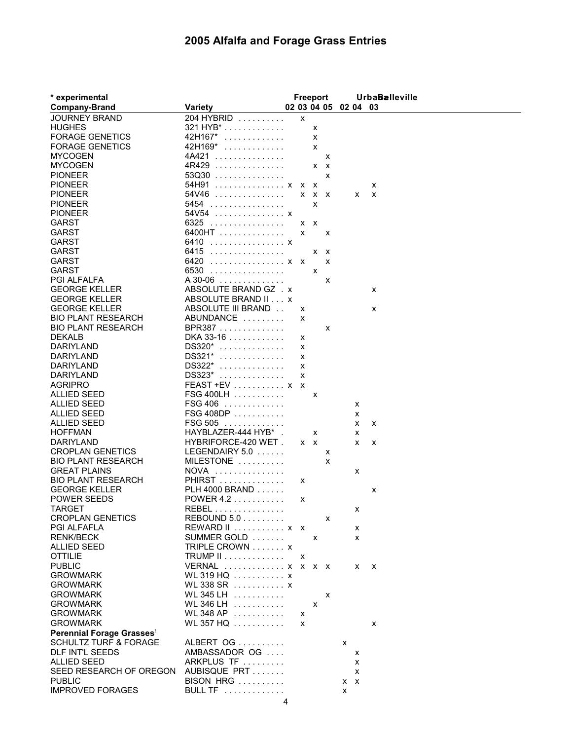# 2005 Alfalfa and Forage Grass Entries

| * experimental | | Freeport | | | | Urbana | | Belleville |
|---|---|---|---|---|---|---|---|---|
| **Company-Brand** | **Variety** | **02** | **03** | **04** | **05** | **02** | **04** | **03** |
| JOURNEY BRAND | 204 HYBRID | | x | | | | | |
| HUGHES | 321 HYB* | | | x | | | | |
| FORAGE GENETICS | 42H167* | | | x | | | | |
| FORAGE GENETICS | 42H169* | | | x | | | | |
| MYCOGEN | 4A421 | | | | x | | | |
| MYCOGEN | 4R429 | | | x | x | | | |
| PIONEER | 53Q30 | | | | x | | | |
| PIONEER | 54H91 | x | x | x | | | | x |
| PIONEER | 54V46 | | x | x | x | | x | x |
| PIONEER | 5454 | | | x | | | | |
| PIONEER | 54V54 | x | | | | | | |
| GARST | 6325 | | x | x | | | | |
| GARST | 6400HT | | x | | x | | | |
| GARST | 6410 | x | | | | | | |
| GARST | 6415 | | | x | x | | | |
| GARST | 6420 | x | x | | x | | | |
| GARST | 6530 | | | x | | | | |
| PGI ALFALFA | A 30-06 | | | | x | | | |
| GEORGE KELLER | ABSOLUTE BRAND GZ | x | | | | | | x |
| GEORGE KELLER | ABSOLUTE BRAND II | x | | | | | | |
| GEORGE KELLER | ABSOLUTE III BRAND | | x | | | | | x |
| BIO PLANT RESEARCH | ABUNDANCE | | x | | | | | |
| BIO PLANT RESEARCH | BPR387 | | | | x | | | |
| DEKALB | DKA 33-16 | | x | | | | | |
| DARIYLAND | DS320* | | x | | | | | |
| DARIYLAND | DS321* | | x | | | | | |
| DARIYLAND | DS322* | | x | | | | | |
| DARIYLAND | DS323* | | x | | | | | |
| AGRIPRO | FEAST +EV | x | x | | | | | |
| ALLIED SEED | FSG 400LH | | | x | | | | |
| ALLIED SEED | FSG 406 | | | | | | x | |
| ALLIED SEED | FSG 408DP | | | | | | x | |
| ALLIED SEED | FSG 505 | | | | | | x | x |
| HOFFMAN | HAYBLAZER-444 HYB* | | | x | | | x | |
| DARIYLAND | HYBRIFORCE-420 WET | | x | x | | | x | x |
| CROPLAN GENETICS | LEGENDAIRY 5.0 | | | | x | | | |
| BIO PLANT RESEARCH | MILESTONE | | | | x | | | |
| GREAT PLAINS | NOVA | | | | | | x | |
| BIO PLANT RESEARCH | PHIRST | | x | | | | | |
| GEORGE KELLER | PLH 4000 BRAND | | | | | | | x |
| POWER SEEDS | POWER 4.2 | | x | | | | | |
| TARGET | REBEL | | | | | | x | |
| CROPLAN GENETICS | REBOUND 5.0 | | | | x | | | |
| PGI ALFAFLA | REWARD II | x | x | | | | x | |
| RENK/BECK | SUMMER GOLD | | | x | | | x | |
| ALLIED SEED | TRIPLE CROWN | x | | | | | | |
| OTTILIE | TRUMP II | | x | | | | | |
| PUBLIC | VERNAL | x | x | x | x | | x | x |
| GROWMARK | WL 319 HQ | x | | | | | | |
| GROWMARK | WL 338 SR | x | | | | | | |
| GROWMARK | WL 345 LH | | | | x | | | |
| GROWMARK | WL 346 LH | | | x | | | | |
| GROWMARK | WL 348 AP | | x | | | | | |
| GROWMARK | WL 357 HQ | | x | | | | | x |
| **Perennial Forage Grasses**[1] | | | | | | | | |
| SCHULTZ TURF & FORAGE | ALBERT OG | | | | | x | | |
| DLF INT'L SEEDS | AMBASSADOR OG | | | | | | x | |
| ALLIED SEED | ARKPLUS TF | | | | | | x | |
| SEED RESEARCH OF OREGON | AUBISQUE PRT | | | | | | x | |
| PUBLIC | BISON HRG | | | | | x | x | |
| IMPROVED FORAGES | BULL TF | | | | | x | | |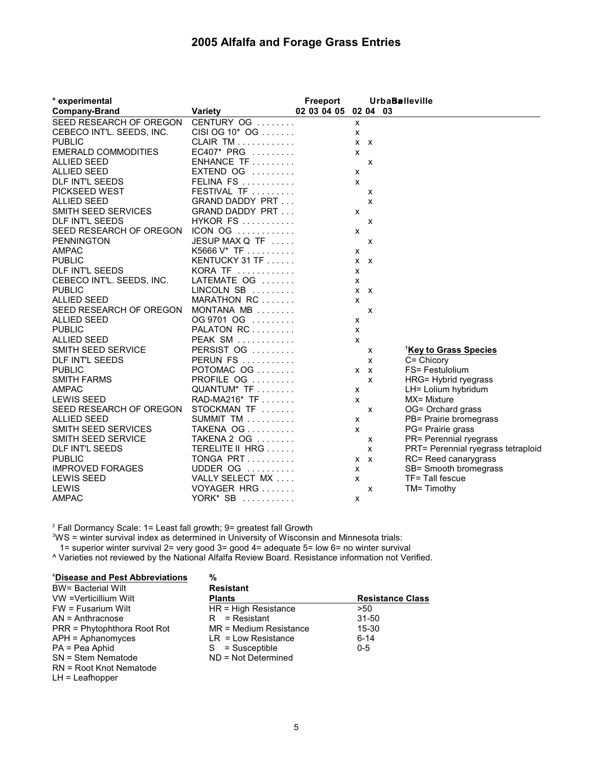# 2005 Alfalfa and Forage Grass Entries

| * experimental | | Freeport | | | | Urbana | | Belleville |
|---|---|---|---|---|---|---|---|---|
| **Company-Brand** | **Variety** | **02** | **03** | **04** | **05** | **02** | **04** | **03** |
| SEED RESEARCH OF OREGON | CENTURY OG | | | | | x | | |
| CEBECO INT'L. SEEDS, INC. | CISI OG 10* OG | | | | | x | | |
| PUBLIC | CLAIR TM | | | | | x | x | |
| EMERALD COMMODITIES | EC407* PRG | | | | | x | | |
| ALLIED SEED | ENHANCE TF | | | | | | x | |
| ALLIED SEED | EXTEND OG | | | | | x | | |
| DLF INT'L SEEDS | FELINA FS | | | | | x | | |
| PICKSEED WEST | FESTIVAL TF | | | | | | x | |
| ALLIED SEED | GRAND DADDY PRT | | | | | | x | |
| SMITH SEED SERVICES | GRAND DADDY PRT | | | | | x | | |
| DLF INT'L SEEDS | HYKOR FS | | | | | | x | |
| SEED RESEARCH OF OREGON | ICON OG | | | | | x | | |
| PENNINGTON | JESUP MAX Q TF | | | | | | x | |
| AMPAC | K5666 V* TF | | | | | x | | |
| PUBLIC | KENTUCKY 31 TF | | | | | x | x | |
| DLF INT'L SEEDS | KORA TF | | | | | x | | |
| CEBECO INT'L. SEEDS, INC. | LATEMATE OG | | | | | x | | |
| PUBLIC | LINCOLN SB | | | | | x | x | |
| ALLIED SEED | MARATHON RC | | | | | x | | |
| SEED RESEARCH OF OREGON | MONTANA MB | | | | | | x | |
| ALLIED SEED | OG 9701 OG | | | | | x | | |
| PUBLIC | PALATON RC | | | | | x | | |
| ALLIED SEED | PEAK SM | | | | | x | | |
| SMITH SEED SERVICE | PERSIST OG | | | | | | x | |
| DLF INT'L SEEDS | PERUN FS | | | | | | x | |
| PUBLIC | POTOMAC OG | | | | | x | x | |
| SMITH FARMS | PROFILE OG | | | | | | x | |
| AMPAC | QUANTUM* TF | | | | | x | | |
| LEWIS SEED | RAD-MA216* TF | | | | | x | | |
| SEED RESEARCH OF OREGON | STOCKMAN TF | | | | | | x | |
| ALLIED SEED | SUMMIT TM | | | | | x | | |
| SMITH SEED SERVICES | TAKENA OG | | | | | x | | |
| SMITH SEED SERVICE | TAKENA 2 OG | | | | | | x | |
| DLF INT'L SEEDS | TERELITE II HRG | | | | | | x | |
| PUBLIC | TONGA PRT | | | | | x | x | |
| IMPROVED FORAGES | UDDER OG | | | | | x | | |
| LEWIS SEED | VALLY SELECT MX | | | | | x | | |
| LEWIS | VOYAGER HRG | | | | | | x | |
| AMPAC | YORK* SB | | | | | x | | |

[1]**Key to Grass Species**

C= Chicory
FS= Festulolium
HRG= Hybrid ryegrass
LH= Lolium hybridum
MX= Mixture
OG= Orchard grass
PB= Prairie bromegrass
PG= Prairie grass
PR= Perennial ryegrass
PRT= Perennial ryegrass tetraploid
RC= Reed canarygrass
SB= Smooth bromegrass
TF= Tall fescue
TM= Timothy

[2] Fall Dormancy Scale: 1= Least fall growth; 9= greatest fall Growth
[3]WS = winter survival index as determined in University of Wisconsin and Minnesota trials:
1= superior winter survival 2= very good 3= good 4= adequate 5= low 6= no winter survival
^ Varieties not reviewed by the National Alfalfa Review Board. Resistance information not Verified.

| [4]**Disease and Pest Abbreviations** | **% Resistant Plants** | **Resistance Class** |
|---|---|---|
| BW= Bacterial Wilt | | |
| VW =Verticillium Wilt | HR = High Resistance | >50 |
| FW = Fusarium Wilt | R = Resistant | 31-50 |
| AN = Anthracnose | MR = Medium Resistance | 15-30 |
| PRR = Phytophthora Root Rot | LR = Low Resistance | 6-14 |
| APH = Aphanomyces | S = Susceptible | 0-5 |
| PA = Pea Aphid | ND = Not Determined | |
| SN = Stem Nematode | | |
| RN = Root Knot Nematode | | |
| LH = Leafhopper | | |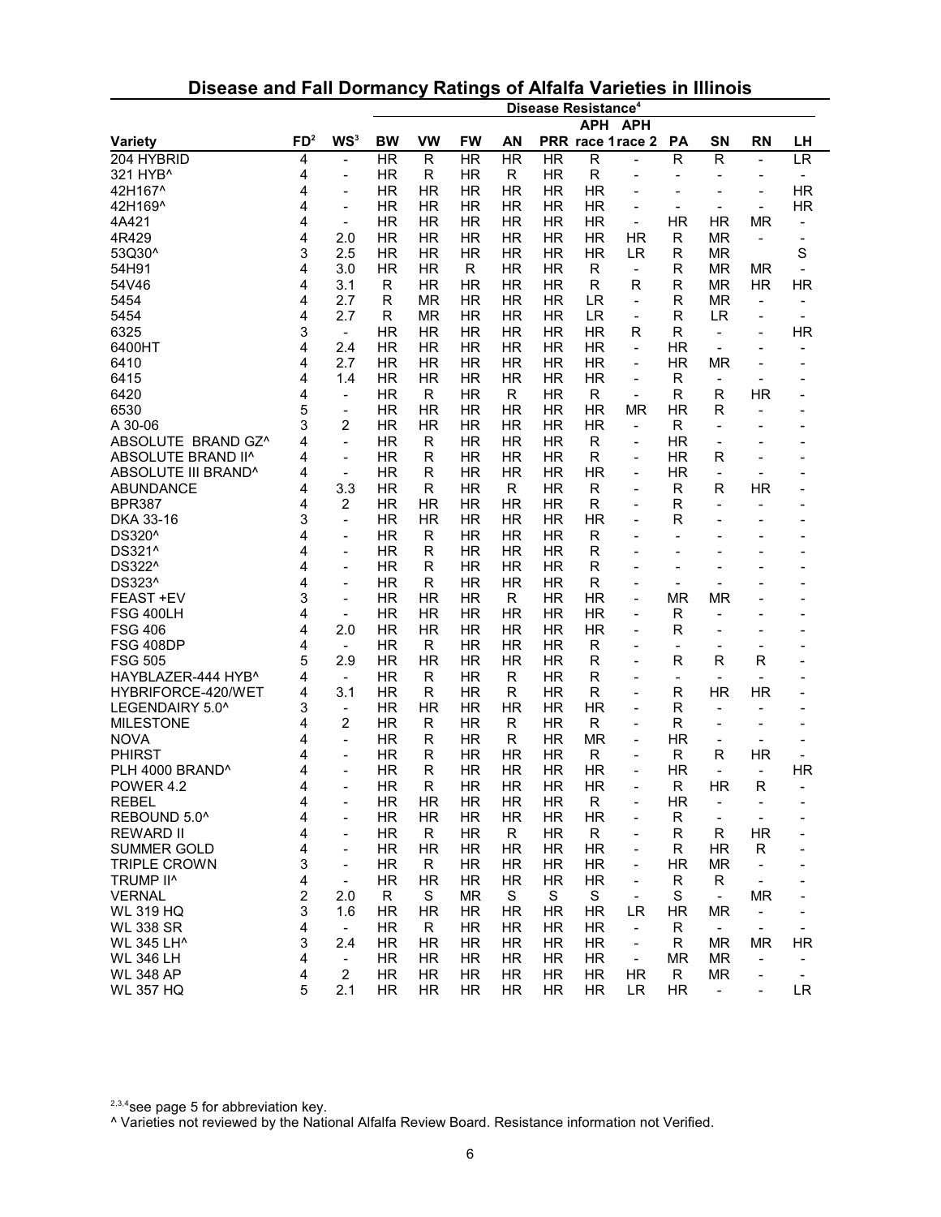## Disease and Fall Dormancy Ratings of Alfalfa Varieties in Illinois

| | | | Disease Resistance[4] | | | | | | | | | | |
|---|---|---|---|---|---|---|---|---|---|---|---|---|---|
| Variety | FD[2] | WS[3] | BW | VW | FW | AN | PRR | APH race 1 | APH race 2 | PA | SN | RN | LH |
| 204 HYBRID | 4 | - | HR | R | HR | HR | HR | R | - | R | R | - | LR |
| 321 HYB^ | 4 | - | HR | R | HR | R | HR | R | - | - | - | - | - |
| 42H167^ | 4 | - | HR | HR | HR | HR | HR | HR | - | - | - | - | HR |
| 42H169^ | 4 | - | HR | HR | HR | HR | HR | HR | - | - | - | - | HR |
| 4A421 | 4 | - | HR | HR | HR | HR | HR | HR | - | HR | HR | MR | - |
| 4R429 | 4 | 2.0 | HR | HR | HR | HR | HR | HR | HR | R | MR | - | - |
| 53Q30^ | 3 | 2.5 | HR | HR | HR | HR | HR | HR | LR | R | MR | | S |
| 54H91 | 4 | 3.0 | HR | HR | R | HR | HR | R | - | R | MR | MR | - |
| 54V46 | 4 | 3.1 | R | HR | HR | HR | HR | R | R | R | MR | HR | HR |
| 5454 | 4 | 2.7 | R | MR | HR | HR | HR | LR | - | R | MR | - | - |
| 5454 | 4 | 2.7 | R | MR | HR | HR | HR | LR | - | R | LR | - | - |
| 6325 | 3 | - | HR | HR | HR | HR | HR | HR | R | R | - | - | HR |
| 6400HT | 4 | 2.4 | HR | HR | HR | HR | HR | HR | - | HR | - | - | - |
| 6410 | 4 | 2.7 | HR | HR | HR | HR | HR | HR | - | HR | MR | - | - |
| 6415 | 4 | 1.4 | HR | HR | HR | HR | HR | HR | - | R | - | - | - |
| 6420 | 4 | - | HR | R | HR | R | HR | R | - | R | R | HR | - |
| 6530 | 5 | - | HR | HR | HR | HR | HR | HR | MR | HR | R | - | - |
| A 30-06 | 3 | 2 | HR | HR | HR | HR | HR | HR | - | R | - | - | - |
| ABSOLUTE BRAND GZ^ | 4 | - | HR | R | HR | HR | HR | R | - | HR | - | - | - |
| ABSOLUTE BRAND II^ | 4 | - | HR | R | HR | HR | HR | R | - | HR | R | - | - |
| ABSOLUTE III BRAND^ | 4 | - | HR | R | HR | HR | HR | HR | - | HR | - | - | - |
| ABUNDANCE | 4 | 3.3 | HR | R | HR | R | HR | R | - | R | R | HR | - |
| BPR387 | 4 | 2 | HR | HR | HR | HR | HR | R | - | R | - | - | - |
| DKA 33-16 | 3 | - | HR | HR | HR | HR | HR | HR | - | R | - | - | - |
| DS320^ | 4 | - | HR | R | HR | HR | HR | R | - | - | - | - | - |
| DS321^ | 4 | - | HR | R | HR | HR | HR | R | - | - | - | - | - |
| DS322^ | 4 | - | HR | R | HR | HR | HR | R | - | - | - | - | - |
| DS323^ | 4 | - | HR | R | HR | HR | HR | R | - | - | - | - | - |
| FEAST +EV | 3 | - | HR | HR | HR | R | HR | HR | - | MR | MR | - | - |
| FSG 400LH | 4 | - | HR | HR | HR | HR | HR | HR | - | R | - | - | - |
| FSG 406 | 4 | 2.0 | HR | HR | HR | HR | HR | HR | - | R | - | - | - |
| FSG 408DP | 4 | - | HR | R | HR | HR | HR | R | - | - | - | - | - |
| FSG 505 | 5 | 2.9 | HR | HR | HR | HR | HR | R | - | R | R | R | - |
| HAYBLAZER-444 HYB^ | 4 | - | HR | R | HR | R | HR | R | - | - | - | - | - |
| HYBRIFORCE-420/WET | 4 | 3.1 | HR | R | HR | R | HR | R | - | R | HR | HR | - |
| LEGENDAIRY 5.0^ | 3 | - | HR | HR | HR | HR | HR | HR | - | R | - | - | - |
| MILESTONE | 4 | 2 | HR | R | HR | R | HR | R | - | R | - | - | - |
| NOVA | 4 | - | HR | R | HR | R | HR | MR | - | HR | - | - | - |
| PHIRST | 4 | - | HR | R | HR | HR | HR | R | - | R | R | HR | - |
| PLH 4000 BRAND^ | 4 | - | HR | R | HR | HR | HR | HR | - | HR | - | - | HR |
| POWER 4.2 | 4 | - | HR | R | HR | HR | HR | HR | - | R | HR | R | - |
| REBEL | 4 | - | HR | HR | HR | HR | HR | R | - | HR | - | - | - |
| REBOUND 5.0^ | 4 | - | HR | HR | HR | HR | HR | HR | - | R | - | - | - |
| REWARD II | 4 | - | HR | R | HR | R | HR | R | - | R | R | HR | - |
| SUMMER GOLD | 4 | - | HR | HR | HR | HR | HR | HR | - | R | HR | R | - |
| TRIPLE CROWN | 3 | - | HR | R | HR | HR | HR | HR | - | HR | MR | - | - |
| TRUMP II^ | 4 | - | HR | HR | HR | HR | HR | HR | - | R | R | - | - |
| VERNAL | 2 | 2.0 | R | S | MR | S | S | S | - | S | - | MR | - |
| WL 319 HQ | 3 | 1.6 | HR | HR | HR | HR | HR | HR | LR | HR | MR | - | - |
| WL 338 SR | 4 | - | HR | R | HR | HR | HR | HR | - | R | - | - | - |
| WL 345 LH^ | 3 | 2.4 | HR | HR | HR | HR | HR | HR | - | R | MR | MR | HR |
| WL 346 LH | 4 | - | HR | HR | HR | HR | HR | HR | - | MR | MR | - | - |
| WL 348 AP | 4 | 2 | HR | HR | HR | HR | HR | HR | HR | R | MR | - | - |
| WL 357 HQ | 5 | 2.1 | HR | HR | HR | HR | HR | HR | LR | HR | - | - | LR |

[2,3,4]see page 5 for abbreviation key.

^ Varieties not reviewed by the National Alfalfa Review Board. Resistance information not Verified.